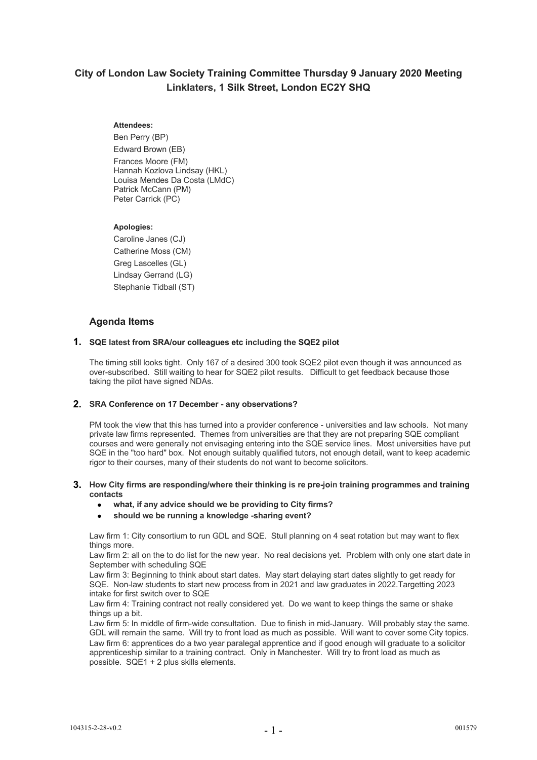# City of London Law Society Training Committee Thursday 9 January 2020 Meeting
## Linklaters, 1 Silk Street, London EC2Y SHQ

**Attendees:**

Ben Perry (BP)
Edward Brown (EB)
Frances Moore (FM)
Hannah Kozlova Lindsay (HKL)
Louisa Mendes Da Costa (LMdC)
Patrick McCann (PM)
Peter Carrick (PC)

**Apologies:**

Caroline Janes (CJ)
Catherine Moss (CM)
Greg Lascelles (GL)
Lindsay Gerrand (LG)
Stephanie Tidball (ST)

## Agenda Items

**1. SQE latest from SRA/our colleagues etc including the SQE2 pilot**

The timing still looks tight. Only 167 of a desired 300 took SQE2 pilot even though it was announced as over-subscribed. Still waiting to hear for SQE2 pilot results. Difficult to get feedback because those taking the pilot have signed NDAs.

**2. SRA Conference on 17 December - any observations?**

PM took the view that this has turned into a provider conference - universities and law schools. Not many private law firms represented. Themes from universities are that they are not preparing SQE compliant courses and were generally not envisaging entering into the SQE service lines. Most universities have put SQE in the "too hard" box. Not enough suitably qualified tutors, not enough detail, want to keep academic rigor to their courses, many of their students do not want to become solicitors.

**3. How City firms are responding/where their thinking is re pre-join training programmes and training contacts**

- **what, if any advice should we be providing to City firms?**
- **should we be running a knowledge -sharing event?**

Law firm 1: City consortium to run GDL and SQE. Stull planning on 4 seat rotation but may want to flex things more.
Law firm 2: all on the to do list for the new year. No real decisions yet. Problem with only one start date in September with scheduling SQE
Law firm 3: Beginning to think about start dates. May start delaying start dates slightly to get ready for SQE. Non-law students to start new process from in 2021 and law graduates in 2022.Targetting 2023 intake for first switch over to SQE
Law firm 4: Training contract not really considered yet. Do we want to keep things the same or shake things up a bit.
Law firm 5: In middle of firm-wide consultation. Due to finish in mid-January. Will probably stay the same. GDL will remain the same. Will try to front load as much as possible. Will want to cover some City topics.
Law firm 6: apprentices do a two year paralegal apprentice and if good enough will graduate to a solicitor apprenticeship similar to a training contract. Only in Manchester. Will try to front load as much as possible. SQE1 + 2 plus skills elements.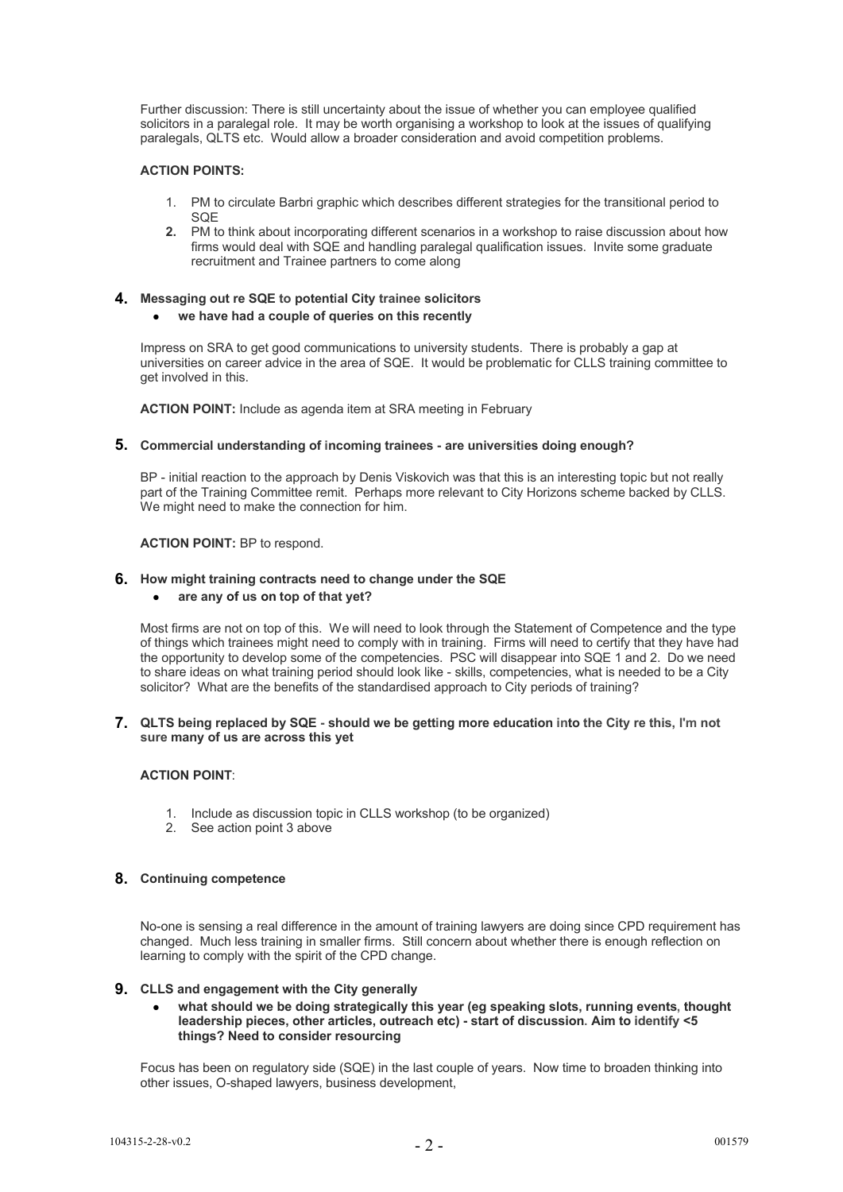Further discussion: There is still uncertainty about the issue of whether you can employee qualified solicitors in a paralegal role. It may be worth organising a workshop to look at the issues of qualifying paralegals, QLTS etc. Would allow a broader consideration and avoid competition problems.

**ACTION POINTS:**

1. PM to circulate Barbri graphic which describes different strategies for the transitional period to SQE
2. PM to think about incorporating different scenarios in a workshop to raise discussion about how firms would deal with SQE and handling paralegal qualification issues. Invite some graduate recruitment and Trainee partners to come along

## 4. Messaging out re SQE to potential City trainee solicitors

- **we have had a couple of queries on this recently**

Impress on SRA to get good communications to university students. There is probably a gap at universities on career advice in the area of SQE. It would be problematic for CLLS training committee to get involved in this.

**ACTION POINT:** Include as agenda item at SRA meeting in February

## 5. Commercial understanding of incoming trainees - are universities doing enough?

BP - initial reaction to the approach by Denis Viskovich was that this is an interesting topic but not really part of the Training Committee remit. Perhaps more relevant to City Horizons scheme backed by CLLS. We might need to make the connection for him.

**ACTION POINT:** BP to respond.

## 6. How might training contracts need to change under the SQE

- **are any of us on top of that yet?**

Most firms are not on top of this. We will need to look through the Statement of Competence and the type of things which trainees might need to comply with in training. Firms will need to certify that they have had the opportunity to develop some of the competencies. PSC will disappear into SQE 1 and 2. Do we need to share ideas on what training period should look like - skills, competencies, what is needed to be a City solicitor? What are the benefits of the standardised approach to City periods of training?

## 7. QLTS being replaced by SQE - should we be getting more education into the City re this, I'm not sure many of us are across this yet

**ACTION POINT**:

1. Include as discussion topic in CLLS workshop (to be organized)
2. See action point 3 above

## 8. Continuing competence

No-one is sensing a real difference in the amount of training lawyers are doing since CPD requirement has changed. Much less training in smaller firms. Still concern about whether there is enough reflection on learning to comply with the spirit of the CPD change.

## 9. CLLS and engagement with the City generally

- **what should we be doing strategically this year (eg speaking slots, running events, thought leadership pieces, other articles, outreach etc) - start of discussion. Aim to identify <5 things? Need to consider resourcing**

Focus has been on regulatory side (SQE) in the last couple of years. Now time to broaden thinking into other issues, O-shaped lawyers, business development,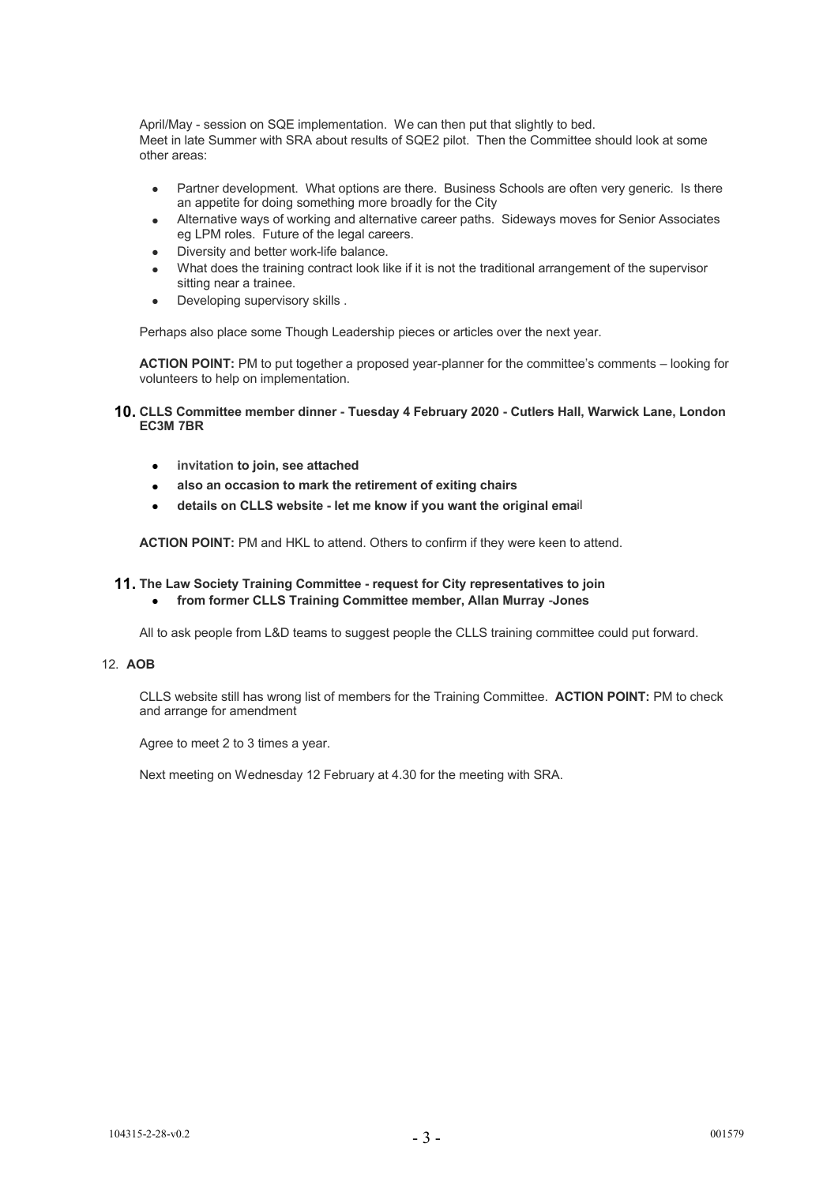April/May - session on SQE implementation. We can then put that slightly to bed.
Meet in late Summer with SRA about results of SQE2 pilot. Then the Committee should look at some other areas:

- Partner development. What options are there. Business Schools are often very generic. Is there an appetite for doing something more broadly for the City
- Alternative ways of working and alternative career paths. Sideways moves for Senior Associates eg LPM roles. Future of the legal careers.
- Diversity and better work-life balance.
- What does the training contract look like if it is not the traditional arrangement of the supervisor sitting near a trainee.
- Developing supervisory skills .

Perhaps also place some Though Leadership pieces or articles over the next year.

**ACTION POINT:** PM to put together a proposed year-planner for the committee's comments – looking for volunteers to help on implementation.

**10. CLLS Committee member dinner - Tuesday 4 February 2020 - Cutlers Hall, Warwick Lane, London EC3M 7BR**

- **invitation to join, see attached**
- **also an occasion to mark the retirement of exiting chairs**
- **details on CLLS website - let me know if you want the original email**

**ACTION POINT:** PM and HKL to attend. Others to confirm if they were keen to attend.

**11. The Law Society Training Committee - request for City representatives to join**

- **from former CLLS Training Committee member, Allan Murray -Jones**

All to ask people from L&D teams to suggest people the CLLS training committee could put forward.

12. **AOB**

CLLS website still has wrong list of members for the Training Committee. **ACTION POINT:** PM to check and arrange for amendment

Agree to meet 2 to 3 times a year.

Next meeting on Wednesday 12 February at 4.30 for the meeting with SRA.

104315-2-28-v0.2 001579